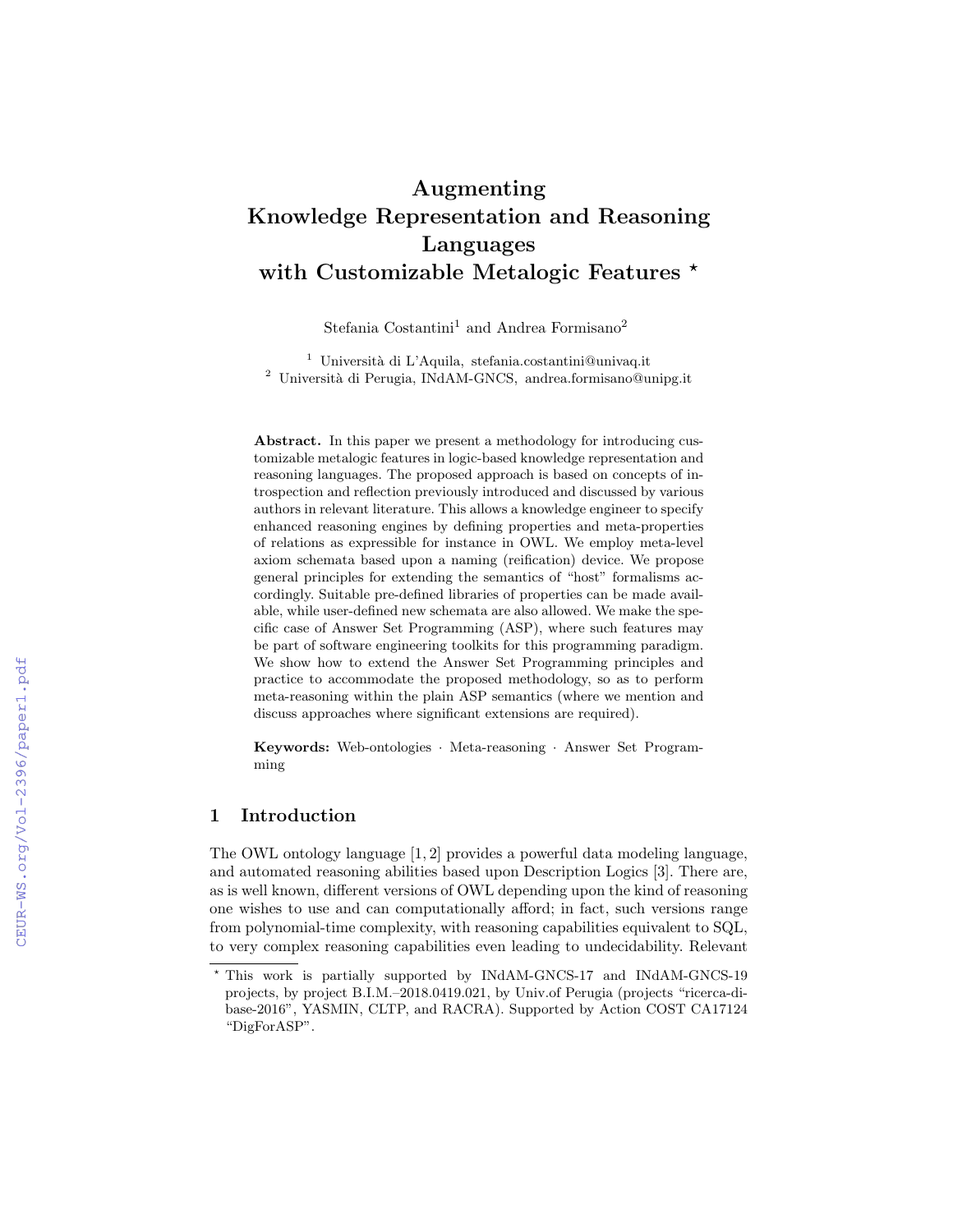# Augmenting Knowledge Representation and Reasoning Languages with Customizable Metalogic Features ⋆

Stefania Costantini[1] and Andrea Formisano[2]

[1] Università di L'Aquila, stefania.costantini@univaq.it
[2] Università di Perugia, INdAM-GNCS, andrea.formisano@unipg.it

**Abstract.** In this paper we present a methodology for introducing customizable metalogic features in logic-based knowledge representation and reasoning languages. The proposed approach is based on concepts of introspection and reflection previously introduced and discussed by various authors in relevant literature. This allows a knowledge engineer to specify enhanced reasoning engines by defining properties and meta-properties of relations as expressible for instance in OWL. We employ meta-level axiom schemata based upon a naming (reification) device. We propose general principles for extending the semantics of "host" formalisms accordingly. Suitable pre-defined libraries of properties can be made available, while user-defined new schemata are also allowed. We make the specific case of Answer Set Programming (ASP), where such features may be part of software engineering toolkits for this programming paradigm. We show how to extend the Answer Set Programming principles and practice to accommodate the proposed methodology, so as to perform meta-reasoning within the plain ASP semantics (where we mention and discuss approaches where significant extensions are required).

**Keywords:** Web-ontologies · Meta-reasoning · Answer Set Programming

## 1 Introduction

The OWL ontology language [1, 2] provides a powerful data modeling language, and automated reasoning abilities based upon Description Logics [3]. There are, as is well known, different versions of OWL depending upon the kind of reasoning one wishes to use and can computationally afford; in fact, such versions range from polynomial-time complexity, with reasoning capabilities equivalent to SQL, to very complex reasoning capabilities even leading to undecidability. Relevant

⋆ This work is partially supported by INdAM-GNCS-17 and INdAM-GNCS-19 projects, by project B.I.M.–2018.0419.021, by Univ.of Perugia (projects "ricerca-di-base-2016", YASMIN, CLTP, and RACRA). Supported by Action COST CA17124 "DigForASP".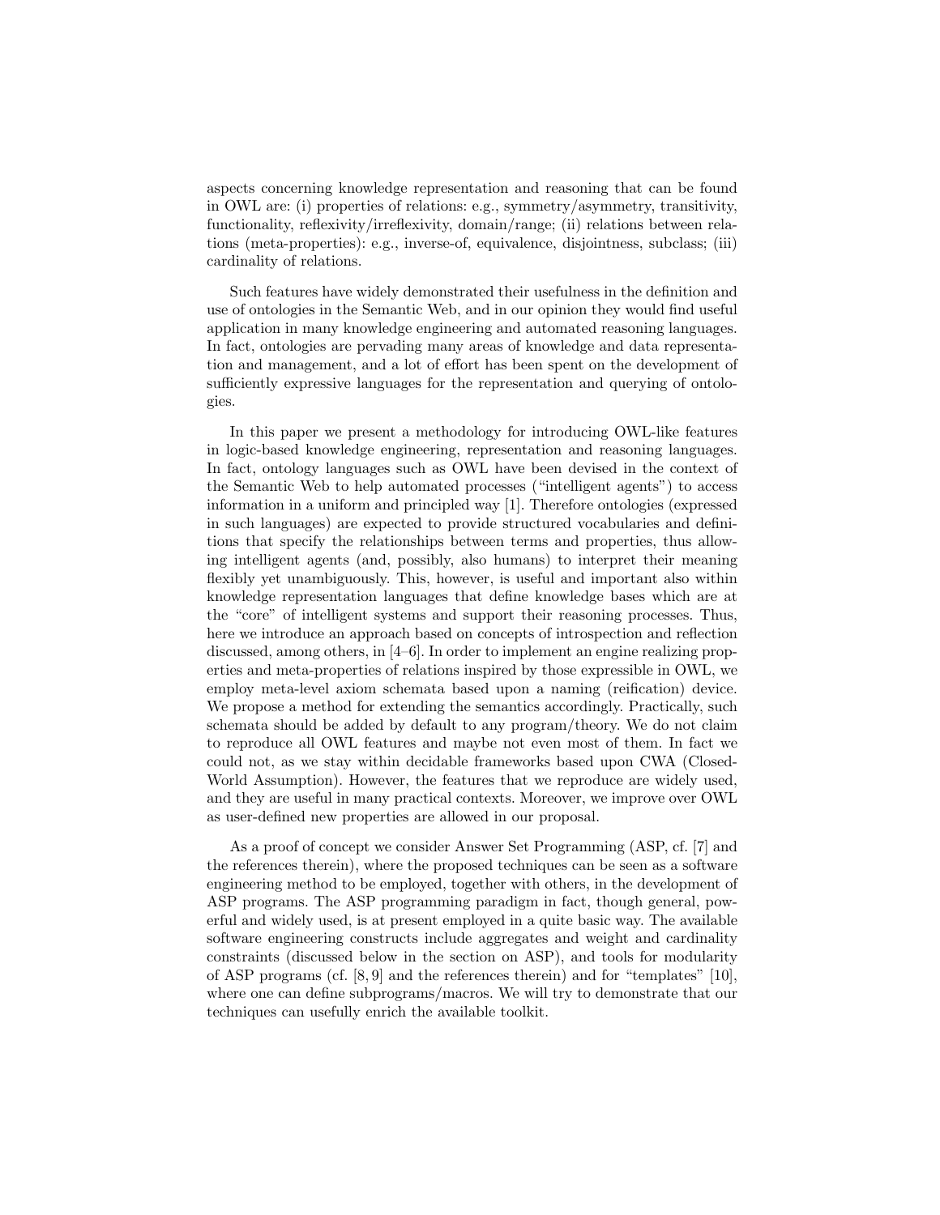aspects concerning knowledge representation and reasoning that can be found in OWL are: (i) properties of relations: e.g., symmetry/asymmetry, transitivity, functionality, reflexivity/irreflexivity, domain/range; (ii) relations between relations (meta-properties): e.g., inverse-of, equivalence, disjointness, subclass; (iii) cardinality of relations.

Such features have widely demonstrated their usefulness in the definition and use of ontologies in the Semantic Web, and in our opinion they would find useful application in many knowledge engineering and automated reasoning languages. In fact, ontologies are pervading many areas of knowledge and data representation and management, and a lot of effort has been spent on the development of sufficiently expressive languages for the representation and querying of ontologies.

In this paper we present a methodology for introducing OWL-like features in logic-based knowledge engineering, representation and reasoning languages. In fact, ontology languages such as OWL have been devised in the context of the Semantic Web to help automated processes ("intelligent agents") to access information in a uniform and principled way [1]. Therefore ontologies (expressed in such languages) are expected to provide structured vocabularies and definitions that specify the relationships between terms and properties, thus allowing intelligent agents (and, possibly, also humans) to interpret their meaning flexibly yet unambiguously. This, however, is useful and important also within knowledge representation languages that define knowledge bases which are at the "core" of intelligent systems and support their reasoning processes. Thus, here we introduce an approach based on concepts of introspection and reflection discussed, among others, in [4–6]. In order to implement an engine realizing properties and meta-properties of relations inspired by those expressible in OWL, we employ meta-level axiom schemata based upon a naming (reification) device. We propose a method for extending the semantics accordingly. Practically, such schemata should be added by default to any program/theory. We do not claim to reproduce all OWL features and maybe not even most of them. In fact we could not, as we stay within decidable frameworks based upon CWA (Closed-World Assumption). However, the features that we reproduce are widely used, and they are useful in many practical contexts. Moreover, we improve over OWL as user-defined new properties are allowed in our proposal.

As a proof of concept we consider Answer Set Programming (ASP, cf. [7] and the references therein), where the proposed techniques can be seen as a software engineering method to be employed, together with others, in the development of ASP programs. The ASP programming paradigm in fact, though general, powerful and widely used, is at present employed in a quite basic way. The available software engineering constructs include aggregates and weight and cardinality constraints (discussed below in the section on ASP), and tools for modularity of ASP programs (cf. [8, 9] and the references therein) and for "templates" [10], where one can define subprograms/macros. We will try to demonstrate that our techniques can usefully enrich the available toolkit.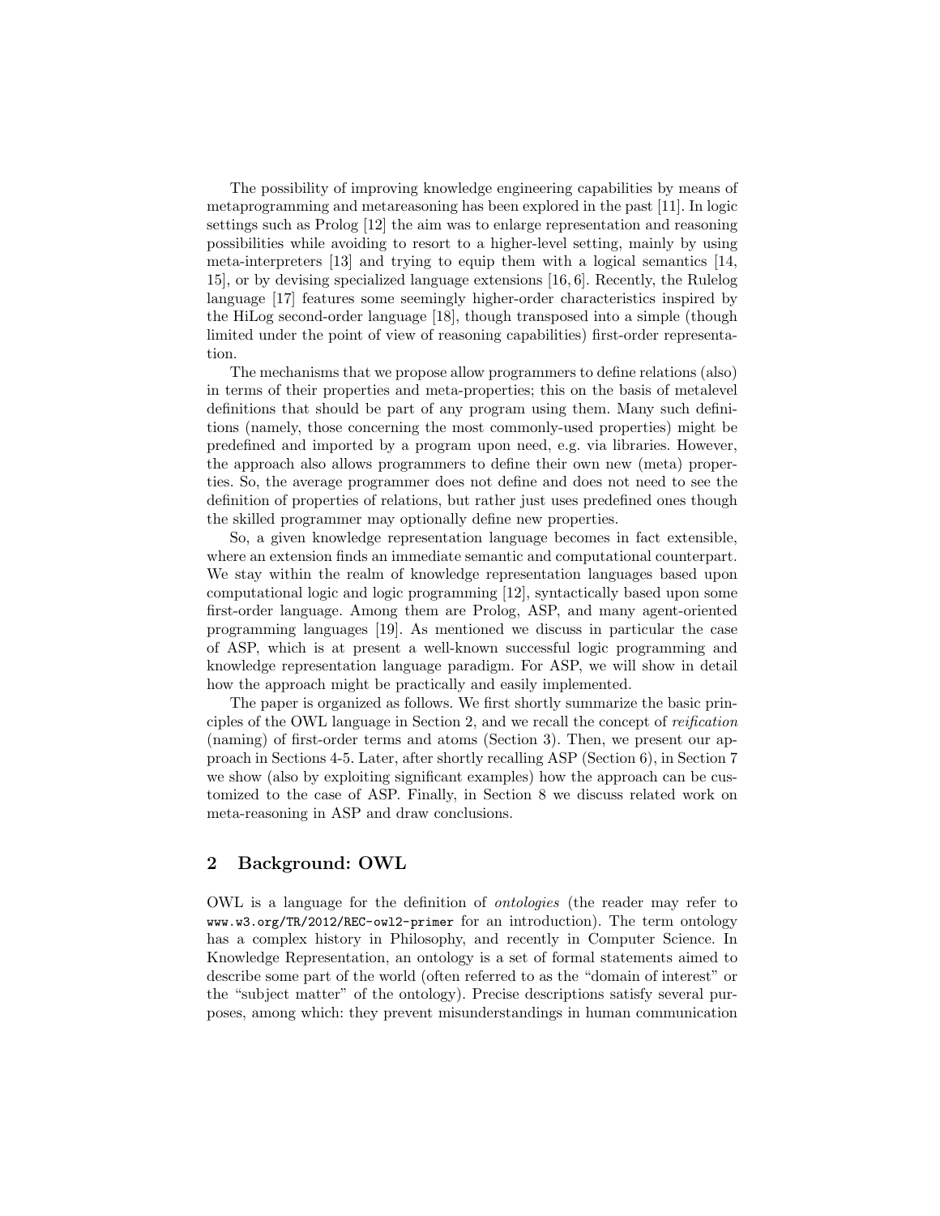The possibility of improving knowledge engineering capabilities by means of metaprogramming and metareasoning has been explored in the past [11]. In logic settings such as Prolog [12] the aim was to enlarge representation and reasoning possibilities while avoiding to resort to a higher-level setting, mainly by using meta-interpreters [13] and trying to equip them with a logical semantics [14, 15], or by devising specialized language extensions [16, 6]. Recently, the Rulelog language [17] features some seemingly higher-order characteristics inspired by the HiLog second-order language [18], though transposed into a simple (though limited under the point of view of reasoning capabilities) first-order representation.

The mechanisms that we propose allow programmers to define relations (also) in terms of their properties and meta-properties; this on the basis of metalevel definitions that should be part of any program using them. Many such definitions (namely, those concerning the most commonly-used properties) might be predefined and imported by a program upon need, e.g. via libraries. However, the approach also allows programmers to define their own new (meta) properties. So, the average programmer does not define and does not need to see the definition of properties of relations, but rather just uses predefined ones though the skilled programmer may optionally define new properties.

So, a given knowledge representation language becomes in fact extensible, where an extension finds an immediate semantic and computational counterpart. We stay within the realm of knowledge representation languages based upon computational logic and logic programming [12], syntactically based upon some first-order language. Among them are Prolog, ASP, and many agent-oriented programming languages [19]. As mentioned we discuss in particular the case of ASP, which is at present a well-known successful logic programming and knowledge representation language paradigm. For ASP, we will show in detail how the approach might be practically and easily implemented.

The paper is organized as follows. We first shortly summarize the basic principles of the OWL language in Section 2, and we recall the concept of *reification* (naming) of first-order terms and atoms (Section 3). Then, we present our approach in Sections 4-5. Later, after shortly recalling ASP (Section 6), in Section 7 we show (also by exploiting significant examples) how the approach can be customized to the case of ASP. Finally, in Section 8 we discuss related work on meta-reasoning in ASP and draw conclusions.

## 2 Background: OWL

OWL is a language for the definition of *ontologies* (the reader may refer to `www.w3.org/TR/2012/REC-owl2-primer` for an introduction). The term ontology has a complex history in Philosophy, and recently in Computer Science. In Knowledge Representation, an ontology is a set of formal statements aimed to describe some part of the world (often referred to as the "domain of interest" or the "subject matter" of the ontology). Precise descriptions satisfy several purposes, among which: they prevent misunderstandings in human communication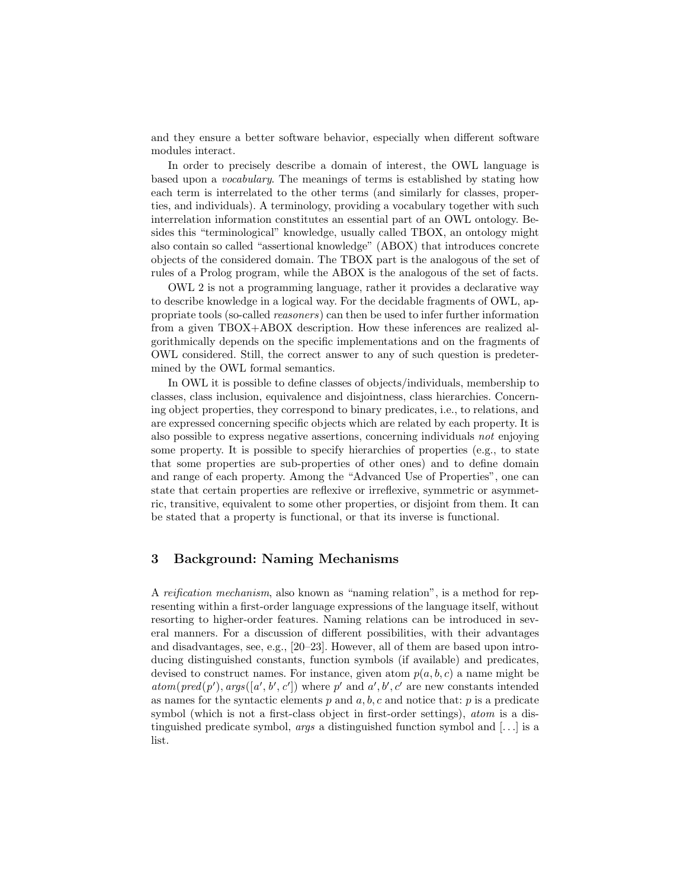and they ensure a better software behavior, especially when different software modules interact.

In order to precisely describe a domain of interest, the OWL language is based upon a *vocabulary*. The meanings of terms is established by stating how each term is interrelated to the other terms (and similarly for classes, properties, and individuals). A terminology, providing a vocabulary together with such interrelation information constitutes an essential part of an OWL ontology. Besides this "terminological" knowledge, usually called TBOX, an ontology might also contain so called "assertional knowledge" (ABOX) that introduces concrete objects of the considered domain. The TBOX part is the analogous of the set of rules of a Prolog program, while the ABOX is the analogous of the set of facts.

OWL 2 is not a programming language, rather it provides a declarative way to describe knowledge in a logical way. For the decidable fragments of OWL, appropriate tools (so-called *reasoners*) can then be used to infer further information from a given TBOX+ABOX description. How these inferences are realized algorithmically depends on the specific implementations and on the fragments of OWL considered. Still, the correct answer to any of such question is predetermined by the OWL formal semantics.

In OWL it is possible to define classes of objects/individuals, membership to classes, class inclusion, equivalence and disjointness, class hierarchies. Concerning object properties, they correspond to binary predicates, i.e., to relations, and are expressed concerning specific objects which are related by each property. It is also possible to express negative assertions, concerning individuals *not* enjoying some property. It is possible to specify hierarchies of properties (e.g., to state that some properties are sub-properties of other ones) and to define domain and range of each property. Among the "Advanced Use of Properties", one can state that certain properties are reflexive or irreflexive, symmetric or asymmetric, transitive, equivalent to some other properties, or disjoint from them. It can be stated that a property is functional, or that its inverse is functional.

## 3 Background: Naming Mechanisms

A *reification mechanism*, also known as "naming relation", is a method for representing within a first-order language expressions of the language itself, without resorting to higher-order features. Naming relations can be introduced in several manners. For a discussion of different possibilities, with their advantages and disadvantages, see, e.g., [20–23]. However, all of them are based upon introducing distinguished constants, function symbols (if available) and predicates, devised to construct names. For instance, given atom $p(a, b, c)$ a name might be $atom(pred(p'), args([a', b', c']))$ where $p'$ and $a', b', c'$ are new constants intended as names for the syntactic elements $p$ and $a, b, c$ and notice that: $p$ is a predicate symbol (which is not a first-class object in first-order settings), *atom* is a distinguished predicate symbol, *args* a distinguished function symbol and $[\ldots]$ is a list.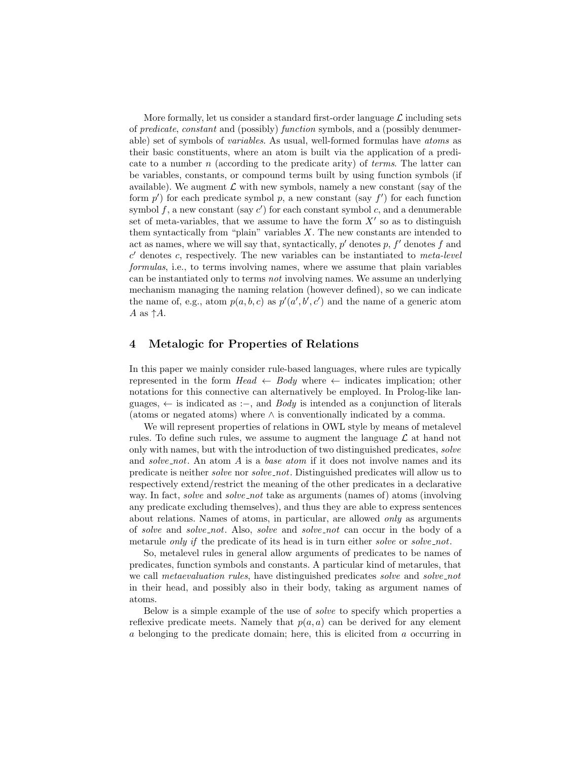More formally, let us consider a standard first-order language $\mathcal{L}$ including sets of *predicate*, *constant* and (possibly) *function* symbols, and a (possibly denumerable) set of symbols of *variables*. As usual, well-formed formulas have *atoms* as their basic constituents, where an atom is built via the application of a predicate to a number $n$ (according to the predicate arity) of *terms*. The latter can be variables, constants, or compound terms built by using function symbols (if available). We augment $\mathcal{L}$ with new symbols, namely a new constant (say of the form $p'$) for each predicate symbol $p$, a new constant (say $f'$) for each function symbol $f$, a new constant (say $c'$) for each constant symbol $c$, and a denumerable set of meta-variables, that we assume to have the form $X'$ so as to distinguish them syntactically from "plain" variables $X$. The new constants are intended to act as names, where we will say that, syntactically, $p'$ denotes $p$, $f'$ denotes $f$ and $c'$ denotes $c$, respectively. The new variables can be instantiated to *meta-level formulas*, i.e., to terms involving names, where we assume that plain variables can be instantiated only to terms *not* involving names. We assume an underlying mechanism managing the naming relation (however defined), so we can indicate the name of, e.g., atom $p(a, b, c)$ as $p'(a', b', c')$ and the name of a generic atom $A$ as $\uparrow A$.

## 4 Metalogic for Properties of Relations

In this paper we mainly consider rule-based languages, where rules are typically represented in the form *Head* $\leftarrow$ *Body* where $\leftarrow$ indicates implication; other notations for this connective can alternatively be employed. In Prolog-like languages, $\leftarrow$ is indicated as :−, and *Body* is intended as a conjunction of literals (atoms or negated atoms) where $\wedge$ is conventionally indicated by a comma.

We will represent properties of relations in OWL style by means of metalevel rules. To define such rules, we assume to augment the language $\mathcal{L}$ at hand not only with names, but with the introduction of two distinguished predicates, *solve* and *solve_not*. An atom $A$ is a *base atom* if it does not involve names and its predicate is neither *solve* nor *solve_not*. Distinguished predicates will allow us to respectively extend/restrict the meaning of the other predicates in a declarative way. In fact, *solve* and *solve_not* take as arguments (names of) atoms (involving any predicate excluding themselves), and thus they are able to express sentences about relations. Names of atoms, in particular, are allowed *only* as arguments of *solve* and *solve_not*. Also, *solve* and *solve_not* can occur in the body of a metarule *only if* the predicate of its head is in turn either *solve* or *solve_not*.

So, metalevel rules in general allow arguments of predicates to be names of predicates, function symbols and constants. A particular kind of metarules, that we call *metaevaluation rules*, have distinguished predicates *solve* and *solve_not* in their head, and possibly also in their body, taking as argument names of atoms.

Below is a simple example of the use of *solve* to specify which properties a reflexive predicate meets. Namely that $p(a, a)$ can be derived for any element $a$ belonging to the predicate domain; here, this is elicited from $a$ occurring in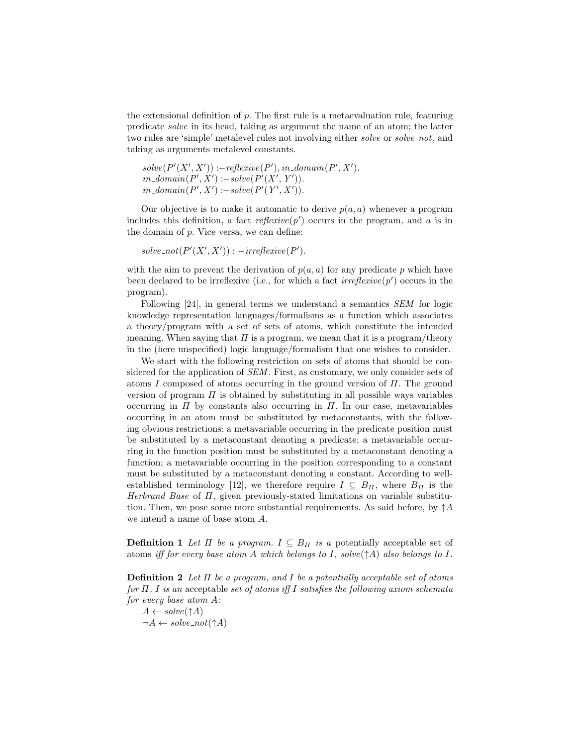the extensional definition of $p$. The first rule is a metaevaluation rule, featuring predicate *solve* in its head, taking as argument the name of an atom; the latter two rules are 'simple' metalevel rules not involving either *solve* or *solve_not*, and taking as arguments metalevel constants.

$solve(P'(X', X')) :- reflexive(P'), in\_domain(P', X').$
$in\_domain(P', X') :- solve(P'(X', Y')).$
$in\_domain(P', X') :- solve(P'(Y', X')).$

Our objective is to make it automatic to derive $p(a, a)$ whenever a program includes this definition, a fact $reflexive(p')$ occurs in the program, and $a$ is in the domain of $p$. Vice versa, we can define:

$solve\_not(P'(X', X')) : -irreflexive(P').$

with the aim to prevent the derivation of $p(a, a)$ for any predicate $p$ which have been declared to be irreflexive (i.e., for which a fact $irreflexive(p')$ occurs in the program).

Following [24], in general terms we understand a semantics *SEM* for logic knowledge representation languages/formalisms as a function which associates a theory/program with a set of sets of atoms, which constitute the intended meaning. When saying that $\Pi$ is a program, we mean that it is a program/theory in the (here unspecified) logic language/formalism that one wishes to consider.

We start with the following restriction on sets of atoms that should be considered for the application of *SEM*. First, as customary, we only consider sets of atoms $I$ composed of atoms occurring in the ground version of $\Pi$. The ground version of program $\Pi$ is obtained by substituting in all possible ways variables occurring in $\Pi$ by constants also occurring in $\Pi$. In our case, metavariables occurring in an atom must be substituted by metaconstants, with the following obvious restrictions: a metavariable occurring in the predicate position must be substituted by a metaconstant denoting a predicate; a metavariable occurring in the function position must be substituted by a metaconstant denoting a function; a metavariable occurring in the position corresponding to a constant must be substituted by a metaconstant denoting a constant. According to well-established terminology [12], we therefore require $I \subseteq B_\Pi$, where $B_\Pi$ is the *Herbrand Base* of $\Pi$, given previously-stated limitations on variable substitution. Then, we pose some more substantial requirements. As said before, by $\uparrow A$ we intend a name of base atom $A$.

**Definition 1** *Let $\Pi$ be a program. $I \subseteq B_\Pi$ is a* potentially acceptable set of atoms *iff for every base atom $A$ which belongs to $I$, $solve(\uparrow A)$ also belongs to $I$.*

**Definition 2** *Let $\Pi$ be a program, and $I$ be a potentially acceptable set of atoms for $\Pi$. $I$ is an* acceptable *set of atoms iff $I$ satisfies the following axiom schemata for every base atom $A$:*

$A \leftarrow solve(\uparrow A)$
$\neg A \leftarrow solve\_not(\uparrow A)$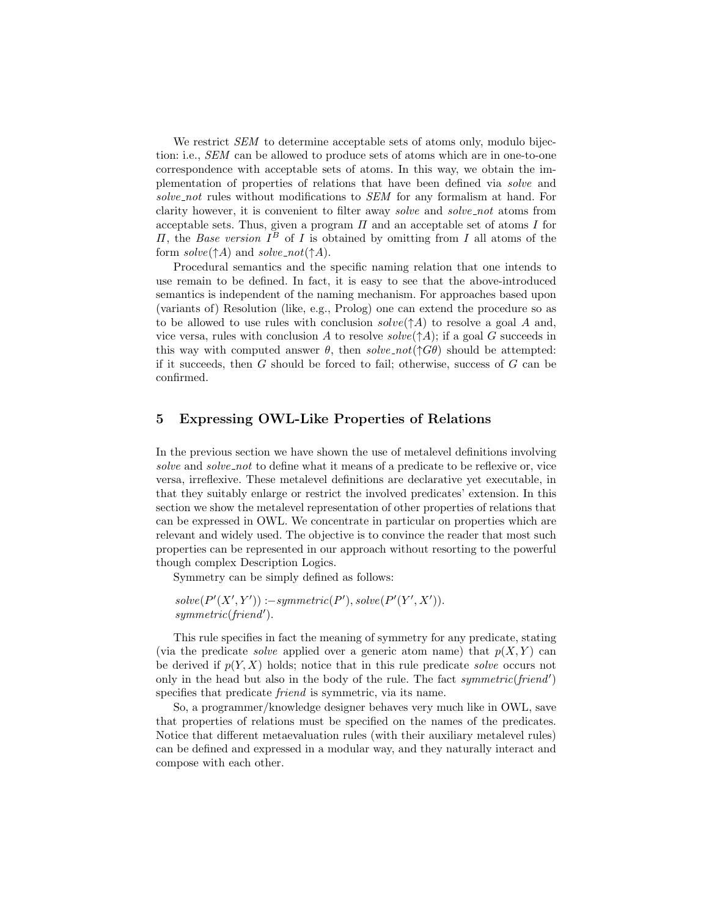We restrict *SEM* to determine acceptable sets of atoms only, modulo bijection: i.e., *SEM* can be allowed to produce sets of atoms which are in one-to-one correspondence with acceptable sets of atoms. In this way, we obtain the implementation of properties of relations that have been defined via *solve* and *solve_not* rules without modifications to *SEM* for any formalism at hand. For clarity however, it is convenient to filter away *solve* and *solve_not* atoms from acceptable sets. Thus, given a program $\Pi$ and an acceptable set of atoms $I$ for $\Pi$, the *Base version* $I^B$ of $I$ is obtained by omitting from $I$ all atoms of the form $solve(\uparrow A)$ and $solve\_not(\uparrow A)$.

Procedural semantics and the specific naming relation that one intends to use remain to be defined. In fact, it is easy to see that the above-introduced semantics is independent of the naming mechanism. For approaches based upon (variants of) Resolution (like, e.g., Prolog) one can extend the procedure so as to be allowed to use rules with conclusion $solve(\uparrow A)$ to resolve a goal $A$ and, vice versa, rules with conclusion $A$ to resolve $solve(\uparrow A)$; if a goal $G$ succeeds in this way with computed answer $\theta$, then $solve\_not(\uparrow G\theta)$ should be attempted: if it succeeds, then $G$ should be forced to fail; otherwise, success of $G$ can be confirmed.

## 5 Expressing OWL-Like Properties of Relations

In the previous section we have shown the use of metalevel definitions involving *solve* and *solve_not* to define what it means of a predicate to be reflexive or, vice versa, irreflexive. These metalevel definitions are declarative yet executable, in that they suitably enlarge or restrict the involved predicates' extension. In this section we show the metalevel representation of other properties of relations that can be expressed in OWL. We concentrate in particular on properties which are relevant and widely used. The objective is to convince the reader that most such properties can be represented in our approach without resorting to the powerful though complex Description Logics.

Symmetry can be simply defined as follows:

$solve(P'(X', Y')) :- symmetric(P'), solve(P'(Y', X')).$
$symmetric(friend').$

This rule specifies in fact the meaning of symmetry for any predicate, stating (via the predicate *solve* applied over a generic atom name) that $p(X, Y)$ can be derived if $p(Y, X)$ holds; notice that in this rule predicate *solve* occurs not only in the head but also in the body of the rule. The fact $symmetric(friend')$ specifies that predicate *friend* is symmetric, via its name.

So, a programmer/knowledge designer behaves very much like in OWL, save that properties of relations must be specified on the names of the predicates. Notice that different metaevaluation rules (with their auxiliary metalevel rules) can be defined and expressed in a modular way, and they naturally interact and compose with each other.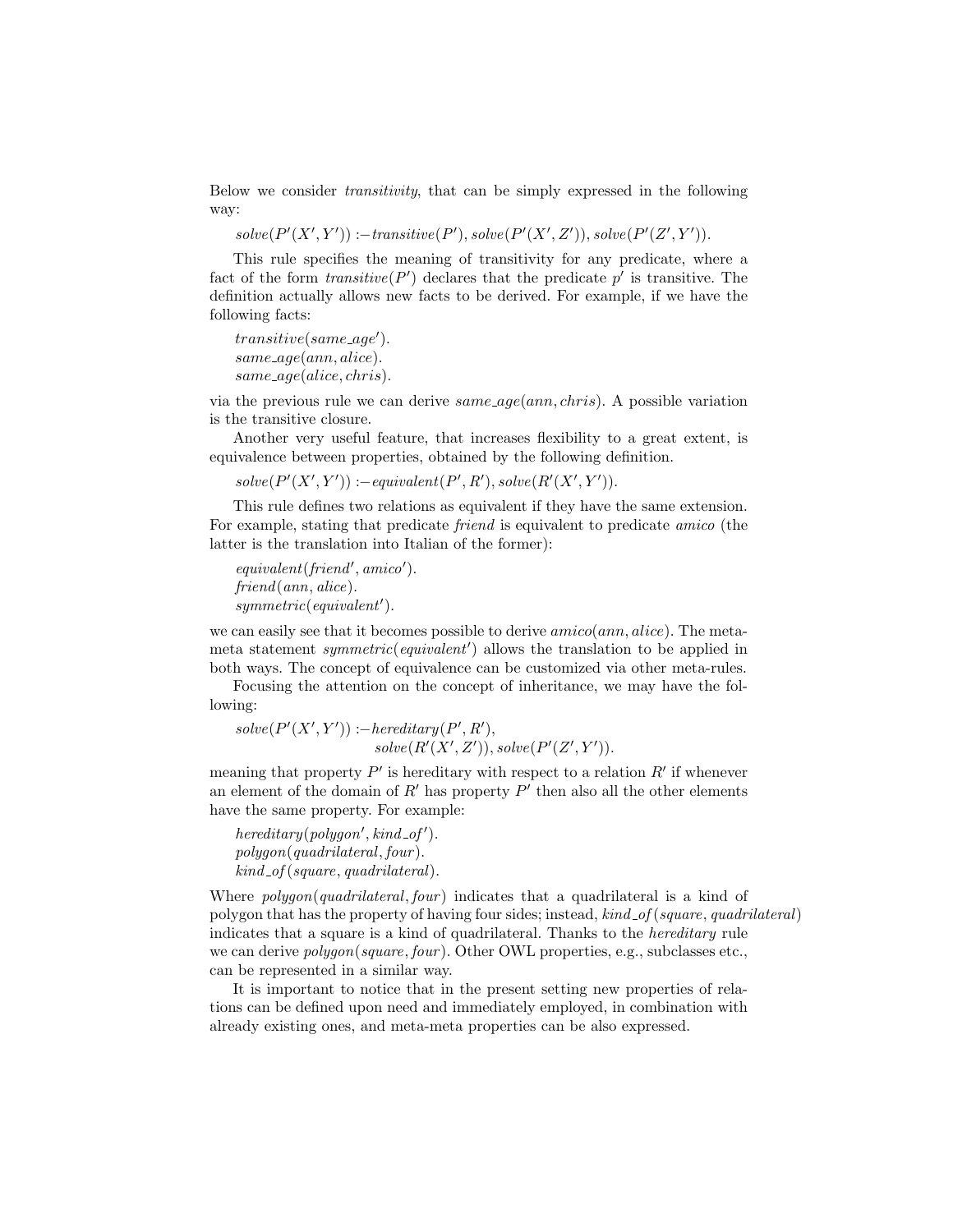Below we consider *transitivity*, that can be simply expressed in the following way:

$solve(P'(X', Y')) :- transitive(P'), solve(P'(X', Z')), solve(P'(Z', Y')).$

This rule specifies the meaning of transitivity for any predicate, where a fact of the form $transitive(P')$ declares that the predicate $p'$ is transitive. The definition actually allows new facts to be derived. For example, if we have the following facts:

$transitive(same\_age').$
$same\_age(ann, alice).$
$same\_age(alice, chris).$

via the previous rule we can derive $same\_age(ann, chris)$. A possible variation is the transitive closure.

Another very useful feature, that increases flexibility to a great extent, is equivalence between properties, obtained by the following definition.

$solve(P'(X', Y')) :- equivalent(P', R'), solve(R'(X', Y')).$

This rule defines two relations as equivalent if they have the same extension. For example, stating that predicate *friend* is equivalent to predicate *amico* (the latter is the translation into Italian of the former):

$equivalent(friend', amico').$
$friend(ann, alice).$
$symmetric(equivalent').$

we can easily see that it becomes possible to derive $amico(ann, alice)$. The meta-meta statement $symmetric(equivalent')$ allows the translation to be applied in both ways. The concept of equivalence can be customized via other meta-rules.

Focusing the attention on the concept of inheritance, we may have the following:

$$solve(P'(X', Y')) :- hereditary(P', R'),$$
$$solve(R'(X', Z')), solve(P'(Z', Y')).$$

meaning that property $P'$ is hereditary with respect to a relation $R'$ if whenever an element of the domain of $R'$ has property $P'$ then also all the other elements have the same property. For example:

$hereditary(polygon', kind\_of').$
$polygon(quadrilateral, four).$
$kind\_of(square, quadrilateral).$

Where $polygon(quadrilateral, four)$ indicates that a quadrilateral is a kind of polygon that has the property of having four sides; instead, $kind\_of(square, quadrilateral)$ indicates that a square is a kind of quadrilateral. Thanks to the *hereditary* rule we can derive $polygon(square, four)$. Other OWL properties, e.g., subclasses etc., can be represented in a similar way.

It is important to notice that in the present setting new properties of relations can be defined upon need and immediately employed, in combination with already existing ones, and meta-meta properties can be also expressed.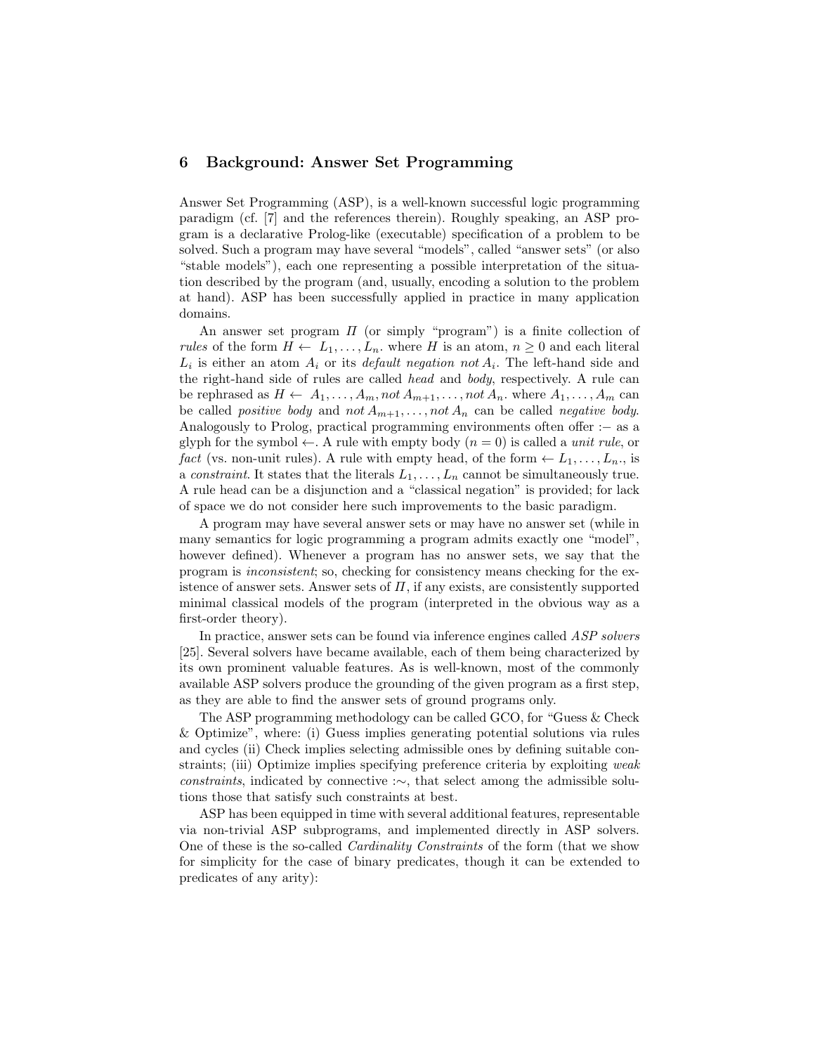## 6 Background: Answer Set Programming

Answer Set Programming (ASP), is a well-known successful logic programming paradigm (cf. [7] and the references therein). Roughly speaking, an ASP program is a declarative Prolog-like (executable) specification of a problem to be solved. Such a program may have several "models", called "answer sets" (or also "stable models"), each one representing a possible interpretation of the situation described by the program (and, usually, encoding a solution to the problem at hand). ASP has been successfully applied in practice in many application domains.

An answer set program $\Pi$ (or simply "program") is a finite collection of *rules* of the form $H \leftarrow L_1, \ldots, L_n.$ where $H$ is an atom, $n \geq 0$ and each literal $L_i$ is either an atom $A_i$ or its *default negation* $not\, A_i$. The left-hand side and the right-hand side of rules are called *head* and *body*, respectively. A rule can be rephrased as $H \leftarrow A_1, \ldots, A_m, not\, A_{m+1}, \ldots, not\, A_n.$ where $A_1, \ldots, A_m$ can be called *positive body* and $not\, A_{m+1}, \ldots, not\, A_n$ can be called *negative body*. Analogously to Prolog, practical programming environments often offer $:-$ as a glyph for the symbol $\leftarrow$. A rule with empty body ($n = 0$) is called a *unit rule*, or *fact* (vs. non-unit rules). A rule with empty head, of the form $\leftarrow L_1, \ldots, L_n.$, is a *constraint*. It states that the literals $L_1, \ldots, L_n$ cannot be simultaneously true. A rule head can be a disjunction and a "classical negation" is provided; for lack of space we do not consider here such improvements to the basic paradigm.

A program may have several answer sets or may have no answer set (while in many semantics for logic programming a program admits exactly one "model", however defined). Whenever a program has no answer sets, we say that the program is *inconsistent*; so, checking for consistency means checking for the existence of answer sets. Answer sets of $\Pi$, if any exists, are consistently supported minimal classical models of the program (interpreted in the obvious way as a first-order theory).

In practice, answer sets can be found via inference engines called *ASP solvers* [25]. Several solvers have became available, each of them being characterized by its own prominent valuable features. As is well-known, most of the commonly available ASP solvers produce the grounding of the given program as a first step, as they are able to find the answer sets of ground programs only.

The ASP programming methodology can be called GCO, for "Guess & Check & Optimize", where: (i) Guess implies generating potential solutions via rules and cycles (ii) Check implies selecting admissible ones by defining suitable constraints; (iii) Optimize implies specifying preference criteria by exploiting *weak constraints*, indicated by connective $:\sim$, that select among the admissible solutions those that satisfy such constraints at best.

ASP has been equipped in time with several additional features, representable via non-trivial ASP subprograms, and implemented directly in ASP solvers. One of these is the so-called *Cardinality Constraints* of the form (that we show for simplicity for the case of binary predicates, though it can be extended to predicates of any arity):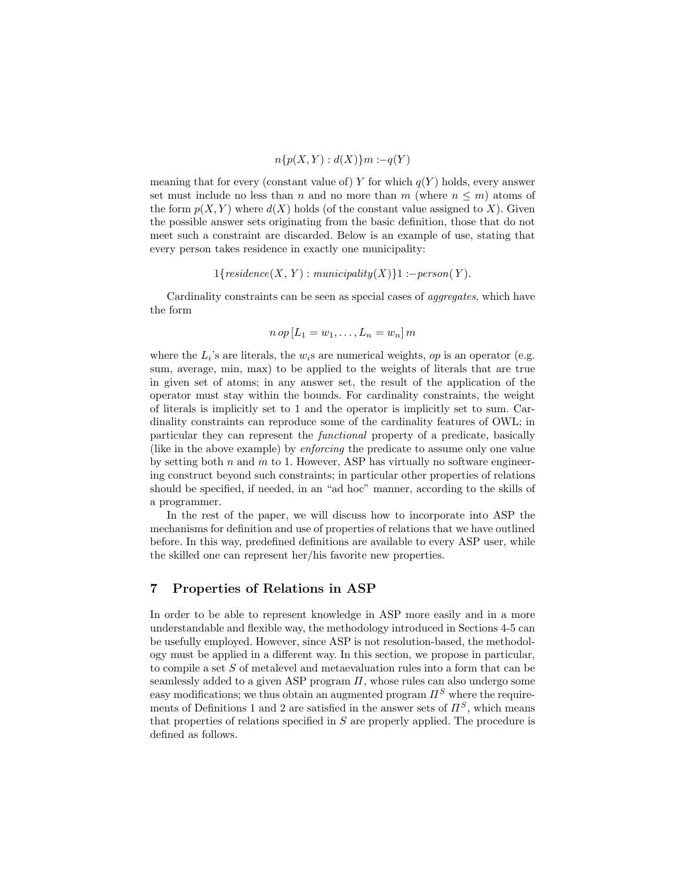$$n\{p(X, Y) : d(X)\}m :- q(Y)$$

meaning that for every (constant value of) $Y$ for which $q(Y)$ holds, every answer set must include no less than $n$ and no more than $m$ (where $n \leq m$) atoms of the form $p(X, Y)$ where $d(X)$ holds (of the constant value assigned to $X$). Given the possible answer sets originating from the basic definition, those that do not meet such a constraint are discarded. Below is an example of use, stating that every person takes residence in exactly one municipality:

$$1\{\mathit{residence}(X, Y) : \mathit{municipality}(X)\}1 :- \mathit{person}(Y).$$

Cardinality constraints can be seen as special cases of *aggregates*, which have the form

$$n\, op\, [L_1 = w_1, \ldots, L_n = w_n]\, m$$

where the $L_i$'s are literals, the $w_i$s are numerical weights, *op* is an operator (e.g. sum, average, min, max) to be applied to the weights of literals that are true in given set of atoms; in any answer set, the result of the application of the operator must stay within the bounds. For cardinality constraints, the weight of literals is implicitly set to 1 and the operator is implicitly set to sum. Cardinality constraints can reproduce some of the cardinality features of OWL; in particular they can represent the *functional* property of a predicate, basically (like in the above example) by *enforcing* the predicate to assume only one value by setting both $n$ and $m$ to 1. However, ASP has virtually no software engineering construct beyond such constraints; in particular other properties of relations should be specified, if needed, in an "ad hoc" manner, according to the skills of a programmer.

In the rest of the paper, we will discuss how to incorporate into ASP the mechanisms for definition and use of properties of relations that we have outlined before. In this way, predefined definitions are available to every ASP user, while the skilled one can represent her/his favorite new properties.

## 7 Properties of Relations in ASP

In order to be able to represent knowledge in ASP more easily and in a more understandable and flexible way, the methodology introduced in Sections 4-5 can be usefully employed. However, since ASP is not resolution-based, the methodology must be applied in a different way. In this section, we propose in particular, to compile a set $S$ of metalevel and metaevaluation rules into a form that can be seamlessly added to a given ASP program $\Pi$, whose rules can also undergo some easy modifications; we thus obtain an augmented program $\Pi^S$ where the requirements of Definitions 1 and 2 are satisfied in the answer sets of $\Pi^S$, which means that properties of relations specified in $S$ are properly applied. The procedure is defined as follows.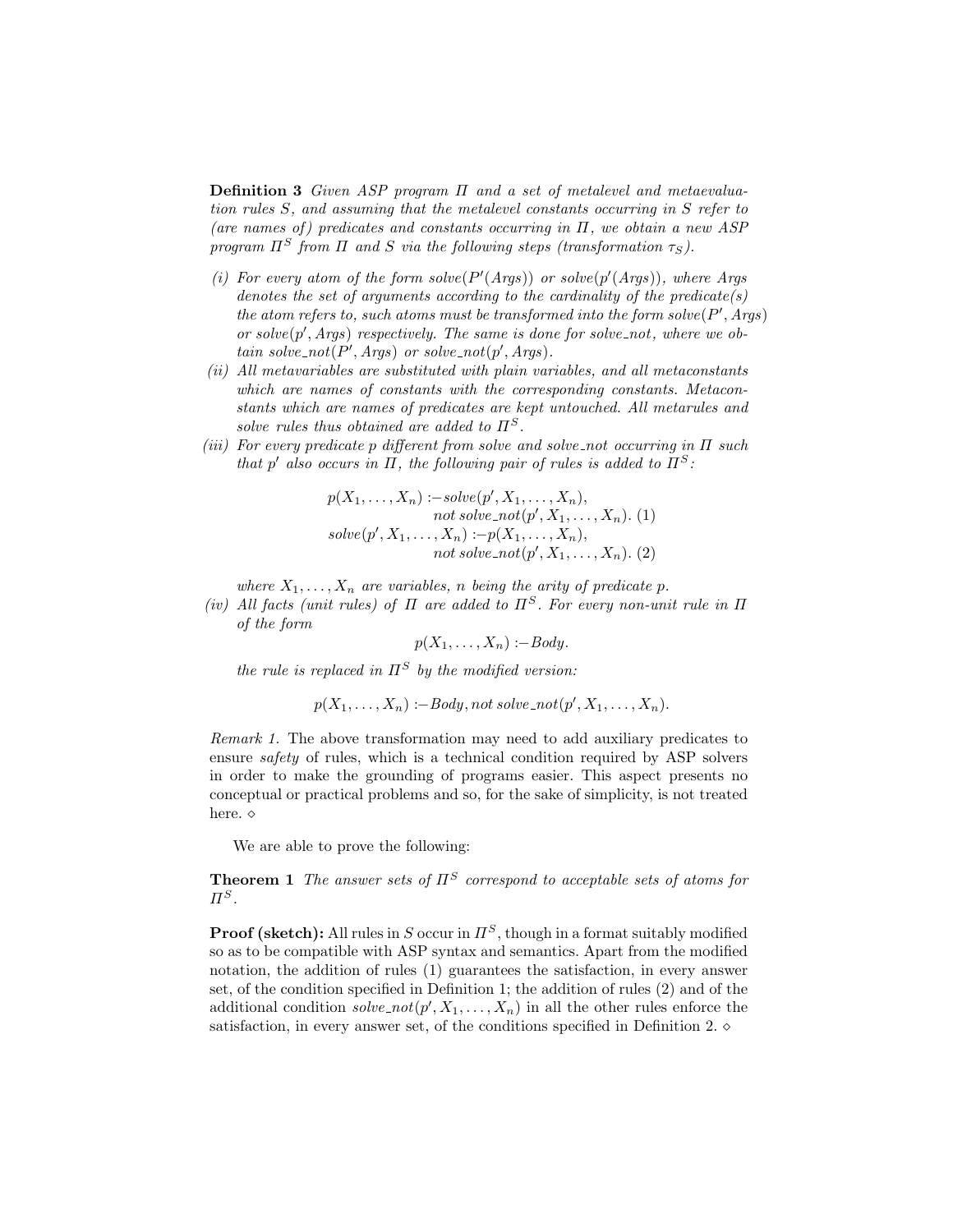**Definition 3** *Given ASP program $\Pi$ and a set of metalevel and metaevaluation rules $S$, and assuming that the metalevel constants occurring in $S$ refer to (are names of) predicates and constants occurring in $\Pi$, we obtain a new ASP program $\Pi^S$ from $\Pi$ and $S$ via the following steps (transformation $\tau_S$).*

*(i) For every atom of the form $solve(P'(Args))$ or $solve(p'(Args))$, where $Args$ denotes the set of arguments according to the cardinality of the predicate(s) the atom refers to, such atoms must be transformed into the form $solve(P', Args)$ or $solve(p', Args)$ respectively. The same is done for $solve\_not$, where we obtain $solve\_not(P', Args)$ or $solve\_not(p', Args)$.*

*(ii) All metavariables are substituted with plain variables, and all metaconstants which are names of constants with the corresponding constants. Metaconstants which are names of predicates are kept untouched. All metarules and solve rules thus obtained are added to $\Pi^S$.*

*(iii) For every predicate $p$ different from solve and solve_not occurring in $\Pi$ such that $p'$ also occurs in $\Pi$, the following pair of rules is added to $\Pi^S$:*

$$p(X_1,\ldots,X_n) \text{ :- } solve(p',X_1,\ldots,X_n),\ not\ solve\_not(p',X_1,\ldots,X_n).\ (1)$$

$$solve(p',X_1,\ldots,X_n) \text{ :- } p(X_1,\ldots,X_n),\ not\ solve\_not(p',X_1,\ldots,X_n).\ (2)$$

*where $X_1,\ldots,X_n$ are variables, $n$ being the arity of predicate $p$.*

*(iv) All facts (unit rules) of $\Pi$ are added to $\Pi^S$. For every non-unit rule in $\Pi$ of the form*

$$p(X_1,\ldots,X_n) \text{ :- } Body.$$

*the rule is replaced in $\Pi^S$ by the modified version:*

$$p(X_1,\ldots,X_n) \text{ :- } Body,\ not\ solve\_not(p',X_1,\ldots,X_n).$$

*Remark 1.* The above transformation may need to add auxiliary predicates to ensure *safety* of rules, which is a technical condition required by ASP solvers in order to make the grounding of programs easier. This aspect presents no conceptual or practical problems and so, for the sake of simplicity, is not treated here. ⋄

We are able to prove the following:

**Theorem 1** *The answer sets of $\Pi^S$ correspond to acceptable sets of atoms for $\Pi^S$.*

**Proof (sketch):** All rules in $S$ occur in $\Pi^S$, though in a format suitably modified so as to be compatible with ASP syntax and semantics. Apart from the modified notation, the addition of rules (1) guarantees the satisfaction, in every answer set, of the condition specified in Definition 1; the addition of rules (2) and of the additional condition $solve\_not(p',X_1,\ldots,X_n)$ in all the other rules enforce the satisfaction, in every answer set, of the conditions specified in Definition 2. ⋄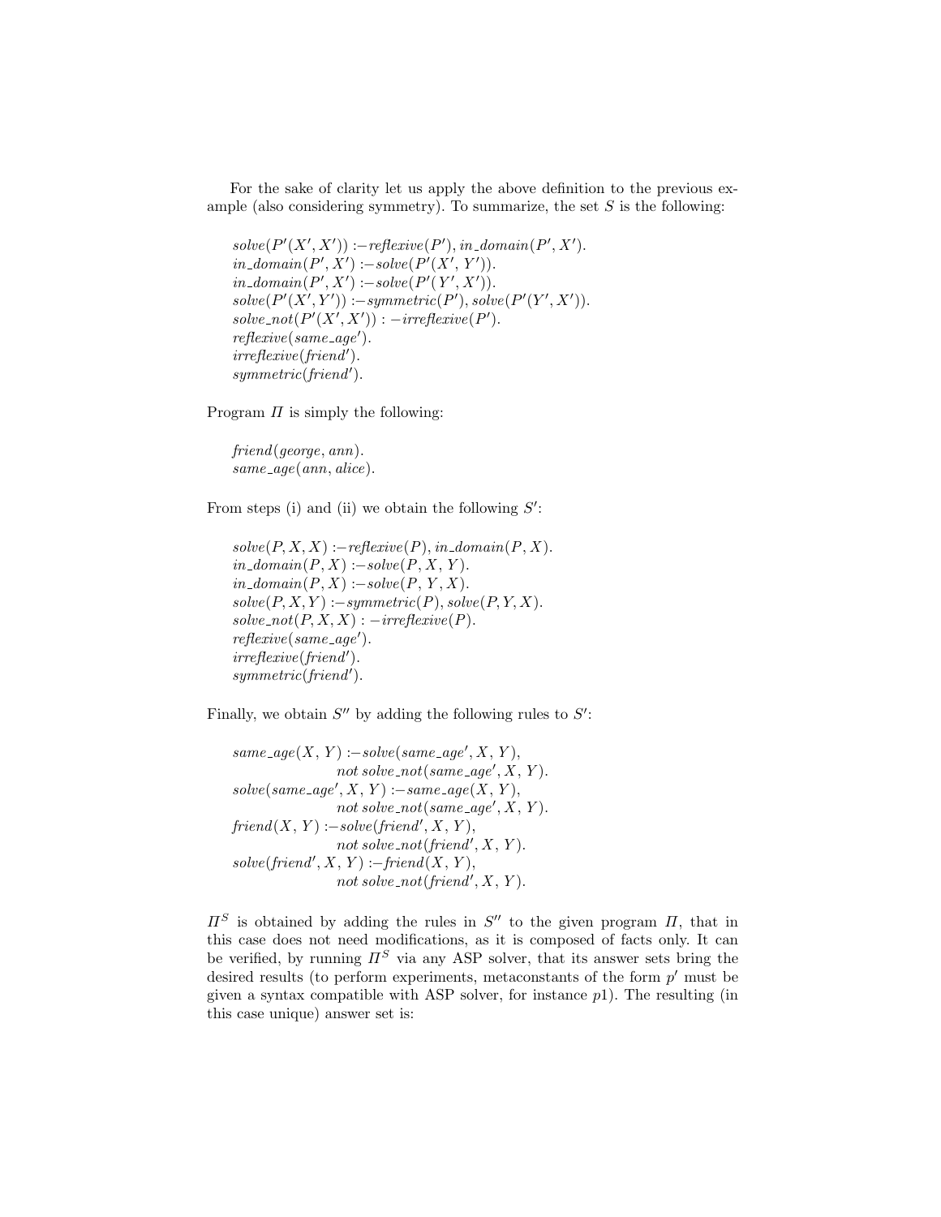For the sake of clarity let us apply the above definition to the previous example (also considering symmetry). To summarize, the set $S$ is the following:

$solve(P'(X', X')) :- reflexive(P'), in\_domain(P', X').$
$in\_domain(P', X') :- solve(P'(X', Y')).$
$in\_domain(P', X') :- solve(P'(Y', X')).$
$solve(P'(X', Y')) :- symmetric(P'), solve(P'(Y', X')).$
$solve\_not(P'(X', X')) :- irreflexive(P').$
$reflexive(same\_age').$
$irreflexive(friend').$
$symmetric(friend').$

Program $\Pi$ is simply the following:

$friend(george, ann).$
$same\_age(ann, alice).$

From steps (i) and (ii) we obtain the following $S'$:

$solve(P, X, X) :- reflexive(P), in\_domain(P, X).$
$in\_domain(P, X) :- solve(P, X, Y).$
$in\_domain(P, X) :- solve(P, Y, X).$
$solve(P, X, Y) :- symmetric(P), solve(P, Y, X).$
$solve\_not(P, X, X) :- irreflexive(P).$
$reflexive(same\_age').$
$irreflexive(friend').$
$symmetric(friend').$

Finally, we obtain $S''$ by adding the following rules to $S'$:

$same\_age(X, Y) :- solve(same\_age', X, Y), not\ solve\_not(same\_age', X, Y).$
$solve(same\_age', X, Y) :- same\_age(X, Y), not\ solve\_not(same\_age', X, Y).$
$friend(X, Y) :- solve(friend', X, Y), not\ solve\_not(friend', X, Y).$
$solve(friend', X, Y) :- friend(X, Y), not\ solve\_not(friend', X, Y).$

$\Pi^S$ is obtained by adding the rules in $S''$ to the given program $\Pi$, that in this case does not need modifications, as it is composed of facts only. It can be verified, by running $\Pi^S$ via any ASP solver, that its answer sets bring the desired results (to perform experiments, metaconstants of the form $p'$ must be given a syntax compatible with ASP solver, for instance $p1$). The resulting (in this case unique) answer set is: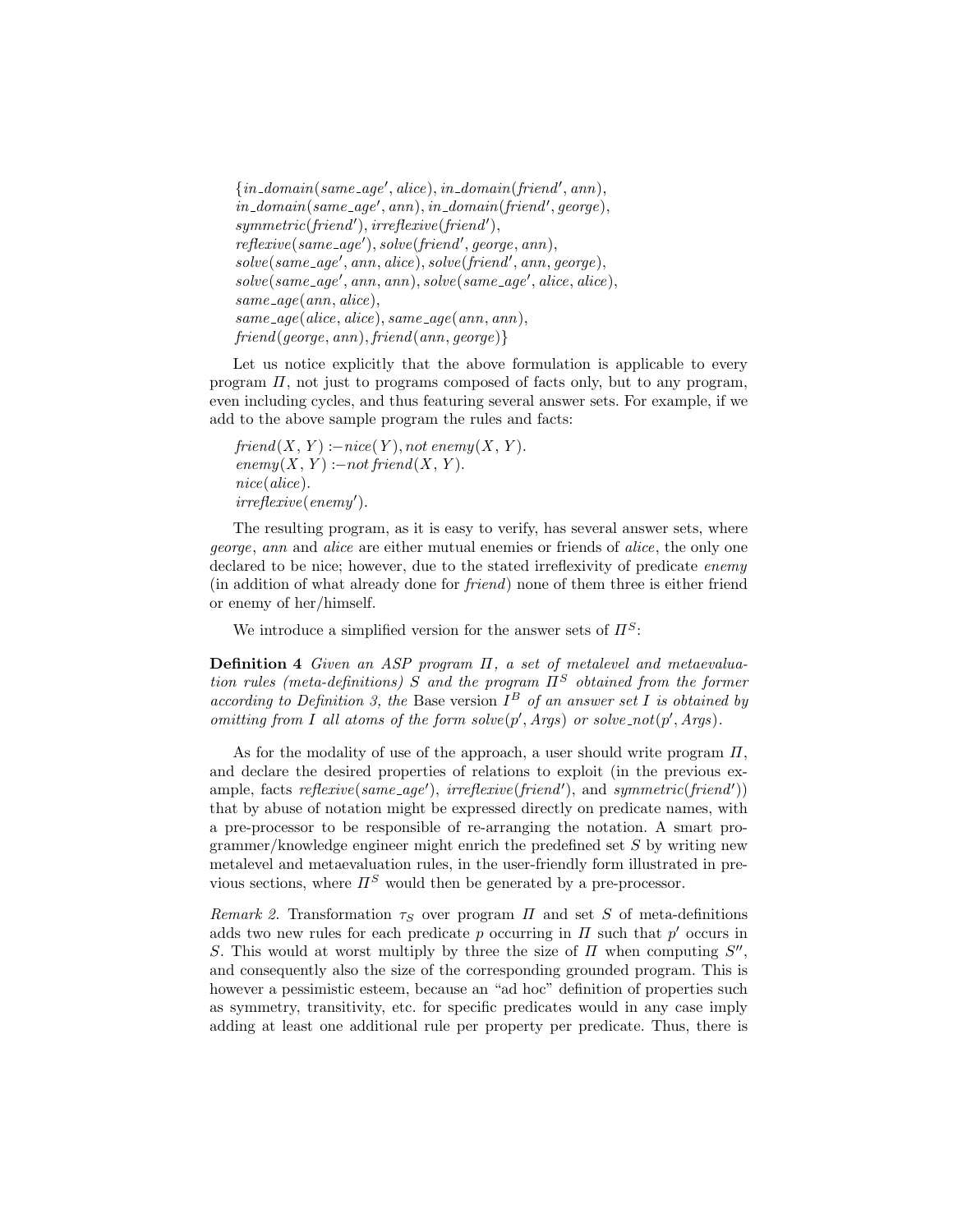$\{in\_domain(same\_age', alice), in\_domain(friend', ann),$
$in\_domain(same\_age', ann), in\_domain(friend', george),$
$symmetric(friend'), irreflexive(friend'),$
$reflexive(same\_age'), solve(friend', george, ann),$
$solve(same\_age', ann, alice), solve(friend', ann, george),$
$solve(same\_age', ann, ann), solve(same\_age', alice, alice),$
$same\_age(ann, alice),$
$same\_age(alice, alice), same\_age(ann, ann),$
$friend(george, ann), friend(ann, george)\}$

Let us notice explicitly that the above formulation is applicable to every program $\Pi$, not just to programs composed of facts only, but to any program, even including cycles, and thus featuring several answer sets. For example, if we add to the above sample program the rules and facts:

$friend(X, Y) :- nice(Y), not\ enemy(X, Y).$
$enemy(X, Y) :- not\ friend(X, Y).$
$nice(alice).$
$irreflexive(enemy').$

The resulting program, as it is easy to verify, has several answer sets, where *george*, *ann* and *alice* are either mutual enemies or friends of *alice*, the only one declared to be nice; however, due to the stated irreflexivity of predicate *enemy* (in addition of what already done for *friend*) none of them three is either friend or enemy of her/himself.

We introduce a simplified version for the answer sets of $\Pi^S$:

**Definition 4** *Given an ASP program $\Pi$, a set of metalevel and metaevaluation rules (meta-definitions) $S$ and the program $\Pi^S$ obtained from the former according to Definition 3, the* Base version *$I^B$ of an answer set $I$ is obtained by omitting from $I$ all atoms of the form $solve(p', Args)$ or $solve\_not(p', Args)$.*

As for the modality of use of the approach, a user should write program $\Pi$, and declare the desired properties of relations to exploit (in the previous example, facts $reflexive(same\_age')$, $irreflexive(friend')$, and $symmetric(friend')$) that by abuse of notation might be expressed directly on predicate names, with a pre-processor to be responsible of re-arranging the notation. A smart programmer/knowledge engineer might enrich the predefined set $S$ by writing new metalevel and metaevaluation rules, in the user-friendly form illustrated in previous sections, where $\Pi^S$ would then be generated by a pre-processor.

*Remark 2.* Transformation $\tau_S$ over program $\Pi$ and set $S$ of meta-definitions adds two new rules for each predicate $p$ occurring in $\Pi$ such that $p'$ occurs in $S$. This would at worst multiply by three the size of $\Pi$ when computing $S''$, and consequently also the size of the corresponding grounded program. This is however a pessimistic esteem, because an "ad hoc" definition of properties such as symmetry, transitivity, etc. for specific predicates would in any case imply adding at least one additional rule per property per predicate. Thus, there is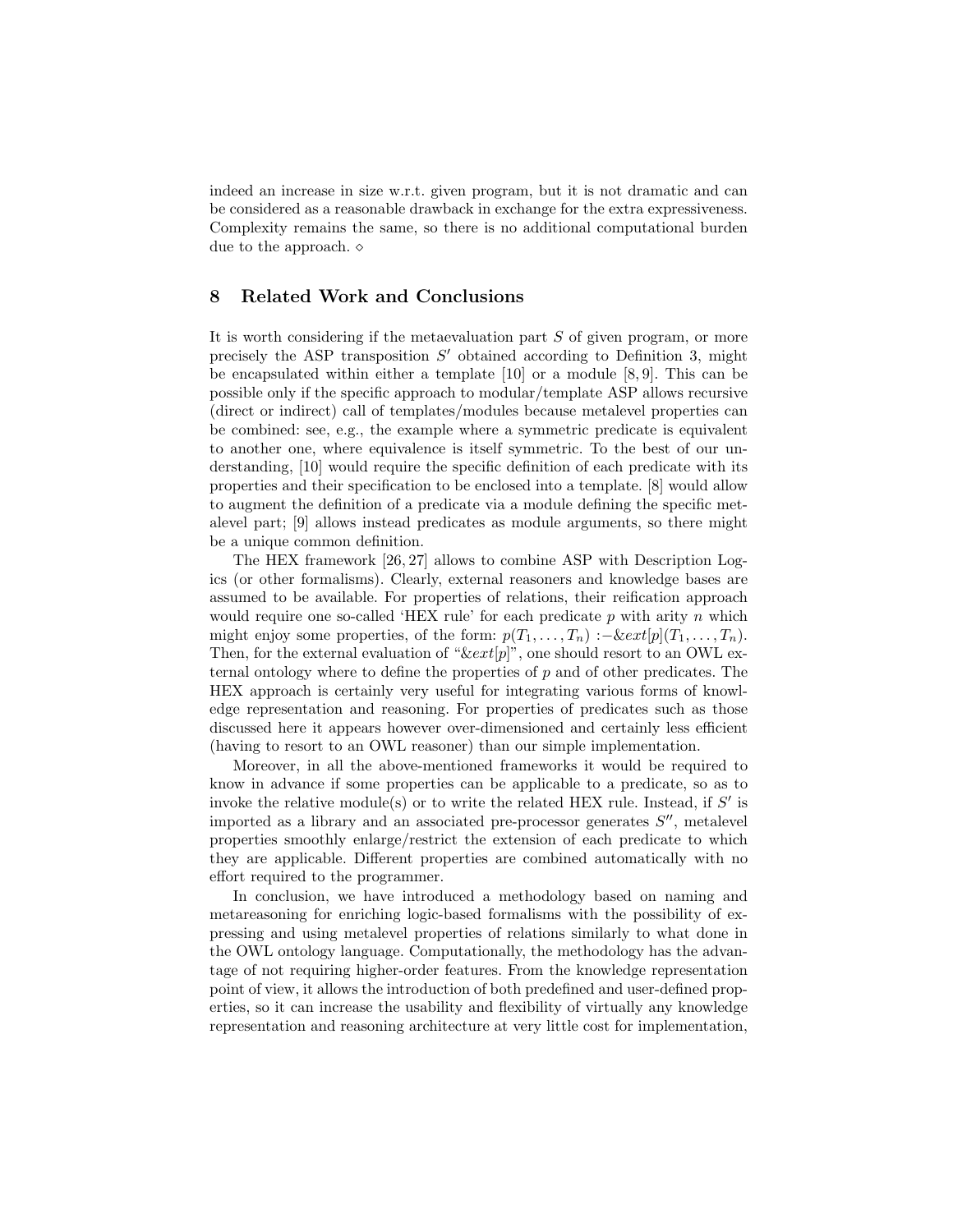indeed an increase in size w.r.t. given program, but it is not dramatic and can be considered as a reasonable drawback in exchange for the extra expressiveness. Complexity remains the same, so there is no additional computational burden due to the approach. ⋄

## 8 Related Work and Conclusions

It is worth considering if the metaevaluation part $S$ of given program, or more precisely the ASP transposition $S'$ obtained according to Definition 3, might be encapsulated within either a template [10] or a module [8, 9]. This can be possible only if the specific approach to modular/template ASP allows recursive (direct or indirect) call of templates/modules because metalevel properties can be combined: see, e.g., the example where a symmetric predicate is equivalent to another one, where equivalence is itself symmetric. To the best of our understanding, [10] would require the specific definition of each predicate with its properties and their specification to be enclosed into a template. [8] would allow to augment the definition of a predicate via a module defining the specific metalevel part; [9] allows instead predicates as module arguments, so there might be a unique common definition.

The HEX framework [26, 27] allows to combine ASP with Description Logics (or other formalisms). Clearly, external reasoners and knowledge bases are assumed to be available. For properties of relations, their reification approach would require one so-called 'HEX rule' for each predicate $p$ with arity $n$ which might enjoy some properties, of the form: $p(T_1, \ldots, T_n) :- \&ext[p](T_1, \ldots, T_n)$. Then, for the external evaluation of "$\&ext[p]$", one should resort to an OWL external ontology where to define the properties of $p$ and of other predicates. The HEX approach is certainly very useful for integrating various forms of knowledge representation and reasoning. For properties of predicates such as those discussed here it appears however over-dimensioned and certainly less efficient (having to resort to an OWL reasoner) than our simple implementation.

Moreover, in all the above-mentioned frameworks it would be required to know in advance if some properties can be applicable to a predicate, so as to invoke the relative module(s) or to write the related HEX rule. Instead, if $S'$ is imported as a library and an associated pre-processor generates $S''$, metalevel properties smoothly enlarge/restrict the extension of each predicate to which they are applicable. Different properties are combined automatically with no effort required to the programmer.

In conclusion, we have introduced a methodology based on naming and metareasoning for enriching logic-based formalisms with the possibility of expressing and using metalevel properties of relations similarly to what done in the OWL ontology language. Computationally, the methodology has the advantage of not requiring higher-order features. From the knowledge representation point of view, it allows the introduction of both predefined and user-defined properties, so it can increase the usability and flexibility of virtually any knowledge representation and reasoning architecture at very little cost for implementation,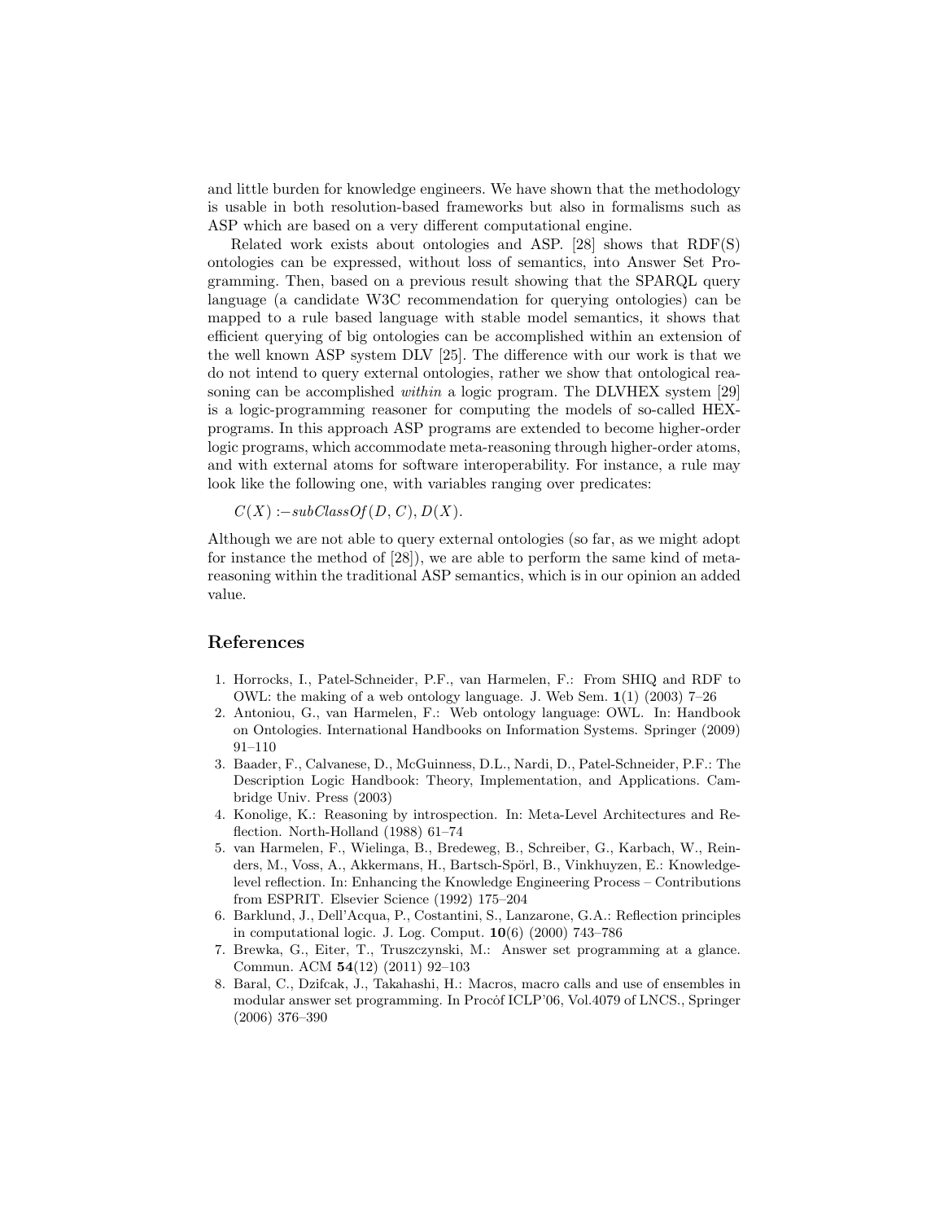and little burden for knowledge engineers. We have shown that the methodology is usable in both resolution-based frameworks but also in formalisms such as ASP which are based on a very different computational engine.

Related work exists about ontologies and ASP. [28] shows that RDF(S) ontologies can be expressed, without loss of semantics, into Answer Set Programming. Then, based on a previous result showing that the SPARQL query language (a candidate W3C recommendation for querying ontologies) can be mapped to a rule based language with stable model semantics, it shows that efficient querying of big ontologies can be accomplished within an extension of the well known ASP system DLV [25]. The difference with our work is that we do not intend to query external ontologies, rather we show that ontological reasoning can be accomplished *within* a logic program. The DLVHEX system [29] is a logic-programming reasoner for computing the models of so-called HEX-programs. In this approach ASP programs are extended to become higher-order logic programs, which accommodate meta-reasoning through higher-order atoms, and with external atoms for software interoperability. For instance, a rule may look like the following one, with variables ranging over predicates:

$C(X) :- subClassOf(D, C), D(X).$

Although we are not able to query external ontologies (so far, as we might adopt for instance the method of [28]), we are able to perform the same kind of meta-reasoning within the traditional ASP semantics, which is in our opinion an added value.

## References

1. Horrocks, I., Patel-Schneider, P.F., van Harmelen, F.: From SHIQ and RDF to OWL: the making of a web ontology language. J. Web Sem. **1**(1) (2003) 7–26
2. Antoniou, G., van Harmelen, F.: Web ontology language: OWL. In: Handbook on Ontologies. International Handbooks on Information Systems. Springer (2009) 91–110
3. Baader, F., Calvanese, D., McGuinness, D.L., Nardi, D., Patel-Schneider, P.F.: The Description Logic Handbook: Theory, Implementation, and Applications. Cambridge Univ. Press (2003)
4. Konolige, K.: Reasoning by introspection. In: Meta-Level Architectures and Reflection. North-Holland (1988) 61–74
5. van Harmelen, F., Wielinga, B., Bredeweg, B., Schreiber, G., Karbach, W., Reinders, M., Voss, A., Akkermans, H., Bartsch-Spörl, B., Vinkhuyzen, E.: Knowledge-level reflection. In: Enhancing the Knowledge Engineering Process – Contributions from ESPRIT. Elsevier Science (1992) 175–204
6. Barklund, J., Dell'Acqua, P., Costantini, S., Lanzarone, G.A.: Reflection principles in computational logic. J. Log. Comput. **10**(6) (2000) 743–786
7. Brewka, G., Eiter, T., Truszczynski, M.: Answer set programming at a glance. Commun. ACM **54**(12) (2011) 92–103
8. Baral, C., Dzifcak, J., Takahashi, H.: Macros, macro calls and use of ensembles in modular answer set programming. In Procȯf ICLP'06, Vol.4079 of LNCS., Springer (2006) 376–390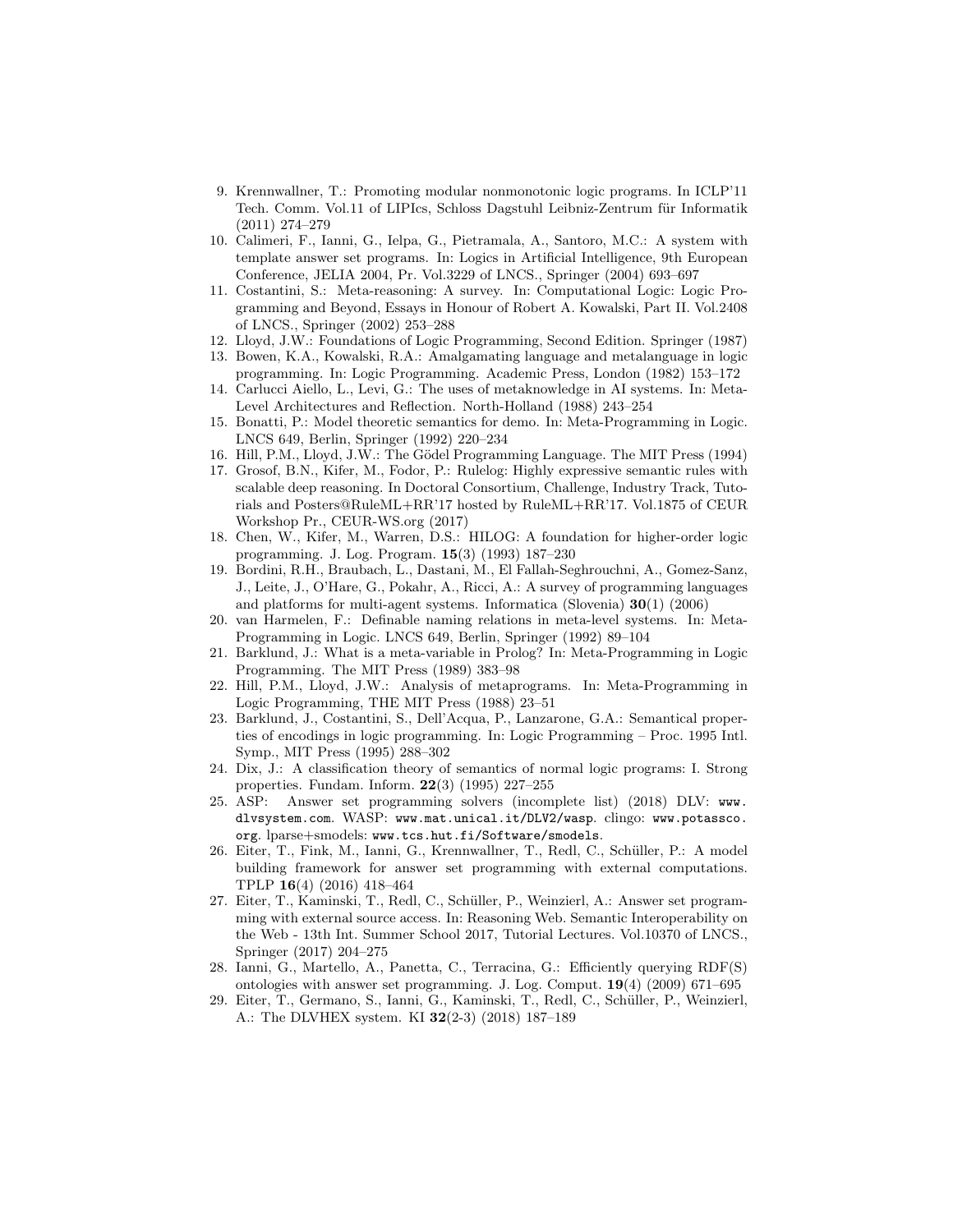9. Krennwallner, T.: Promoting modular nonmonotonic logic programs. In ICLP'11 Tech. Comm. Vol.11 of LIPIcs, Schloss Dagstuhl Leibniz-Zentrum für Informatik (2011) 274–279
10. Calimeri, F., Ianni, G., Ielpa, G., Pietramala, A., Santoro, M.C.: A system with template answer set programs. In: Logics in Artificial Intelligence, 9th European Conference, JELIA 2004, Pr. Vol.3229 of LNCS., Springer (2004) 693–697
11. Costantini, S.: Meta-reasoning: A survey. In: Computational Logic: Logic Programming and Beyond, Essays in Honour of Robert A. Kowalski, Part II. Vol.2408 of LNCS., Springer (2002) 253–288
12. Lloyd, J.W.: Foundations of Logic Programming, Second Edition. Springer (1987)
13. Bowen, K.A., Kowalski, R.A.: Amalgamating language and metalanguage in logic programming. In: Logic Programming. Academic Press, London (1982) 153–172
14. Carlucci Aiello, L., Levi, G.: The uses of metaknowledge in AI systems. In: Meta-Level Architectures and Reflection. North-Holland (1988) 243–254
15. Bonatti, P.: Model theoretic semantics for demo. In: Meta-Programming in Logic. LNCS 649, Berlin, Springer (1992) 220–234
16. Hill, P.M., Lloyd, J.W.: The Gödel Programming Language. The MIT Press (1994)
17. Grosof, B.N., Kifer, M., Fodor, P.: Rulelog: Highly expressive semantic rules with scalable deep reasoning. In Doctoral Consortium, Challenge, Industry Track, Tutorials and Posters@RuleML+RR'17 hosted by RuleML+RR'17. Vol.1875 of CEUR Workshop Pr., CEUR-WS.org (2017)
18. Chen, W., Kifer, M., Warren, D.S.: HILOG: A foundation for higher-order logic programming. J. Log. Program. **15**(3) (1993) 187–230
19. Bordini, R.H., Braubach, L., Dastani, M., El Fallah-Seghrouchni, A., Gomez-Sanz, J., Leite, J., O'Hare, G., Pokahr, A., Ricci, A.: A survey of programming languages and platforms for multi-agent systems. Informatica (Slovenia) **30**(1) (2006)
20. van Harmelen, F.: Definable naming relations in meta-level systems. In: Meta-Programming in Logic. LNCS 649, Berlin, Springer (1992) 89–104
21. Barklund, J.: What is a meta-variable in Prolog? In: Meta-Programming in Logic Programming. The MIT Press (1989) 383–98
22. Hill, P.M., Lloyd, J.W.: Analysis of metaprograms. In: Meta-Programming in Logic Programming, THE MIT Press (1988) 23–51
23. Barklund, J., Costantini, S., Dell'Acqua, P., Lanzarone, G.A.: Semantical properties of encodings in logic programming. In: Logic Programming – Proc. 1995 Intl. Symp., MIT Press (1995) 288–302
24. Dix, J.: A classification theory of semantics of normal logic programs: I. Strong properties. Fundam. Inform. **22**(3) (1995) 227–255
25. ASP: Answer set programming solvers (incomplete list) (2018) DLV: `www.dlvsystem.com`. WASP: `www.mat.unical.it/DLV2/wasp`. clingo: `www.potassco.org`. lparse+smodels: `www.tcs.hut.fi/Software/smodels`.
26. Eiter, T., Fink, M., Ianni, G., Krennwallner, T., Redl, C., Schüller, P.: A model building framework for answer set programming with external computations. TPLP **16**(4) (2016) 418–464
27. Eiter, T., Kaminski, T., Redl, C., Schüller, P., Weinzierl, A.: Answer set programming with external source access. In: Reasoning Web. Semantic Interoperability on the Web - 13th Int. Summer School 2017, Tutorial Lectures. Vol.10370 of LNCS., Springer (2017) 204–275
28. Ianni, G., Martello, A., Panetta, C., Terracina, G.: Efficiently querying RDF(S) ontologies with answer set programming. J. Log. Comput. **19**(4) (2009) 671–695
29. Eiter, T., Germano, S., Ianni, G., Kaminski, T., Redl, C., Schüller, P., Weinzierl, A.: The DLVHEX system. KI **32**(2-3) (2018) 187–189